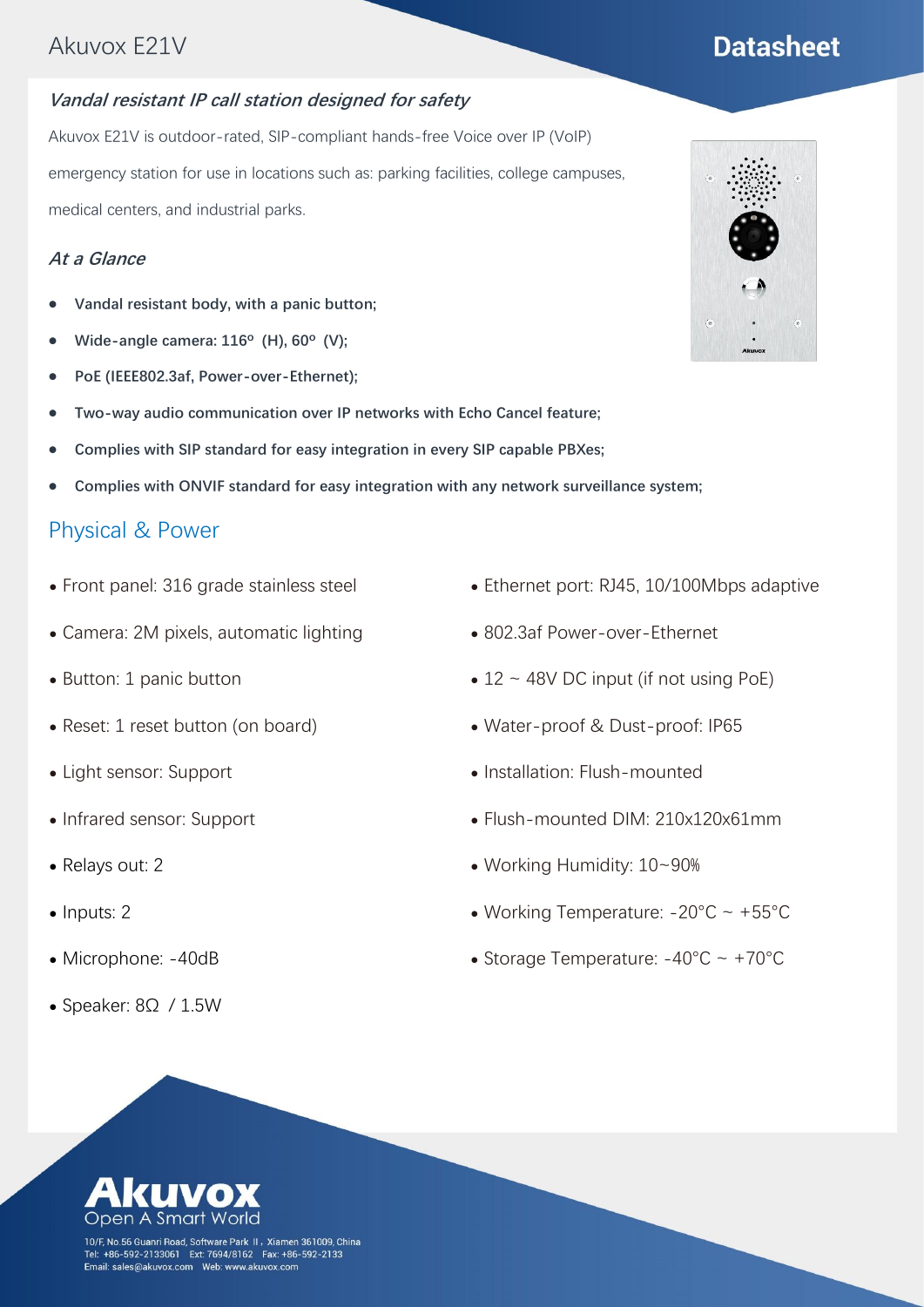# Akuvox E21V

**Datasheet**

### *Vandal resistant IP call station designed for safety*

Akuvox E21V is outdoor-rated, SIP-compliant hands-free Voice over IP (VoIP) emergency station for use in locations such as: parking facilities, college campuses, medical centers, and industrial parks.

### *At a Glance*

- **Vandal resistant body, with a panic button;**
- **Wide-angle camera: 116º (H), 60º (V);**
- **PoE (IEEE802.3af, Power-over-Ethernet);**
- **Two-way audio communication over IP networks with Echo Cancel feature;**
- **Complies with SIP standard for easy integration in every SIP capable PBXes;**
- **Complies with ONVIF standard for easy integration with any network surveillance system;**

## Physical & Power

- Front panel: 316 grade stainless steel
- Camera: 2M pixels, automatic lighting
- Button: 1 panic button
- Reset: 1 reset button (on board)
- Light sensor: Support
- Infrared sensor: Support
- Relays out: 2
- Inputs: 2
- Microphone: -40dB
- Speaker: 8Ω / 1.5W
- Ethernet port: RJ45, 10/100Mbps adaptive
- 802.3af Power-over-Ethernet
- 12 ~ 48V DC input (if not using PoE)
- Water-proof & Dust-proof: IP65
- Installation: Flush-mounted
- Flush-mounted DIM: 210x120x61mm
- Working Humidity: 10~90%
- Working Temperature: -20°C ~ +55°C
- Storage Temperature: -40°C ~ +70°C

**Akuvox**
Open A Smart World

10/F, No.56 Guanri Road, Software Park II, Xiamen 361009, China
Tel: +86-592-2133061 Ext: 7694/8162 Fax: +86-592-2133
Email: sales@akuvox.com Web: www.akuvox.com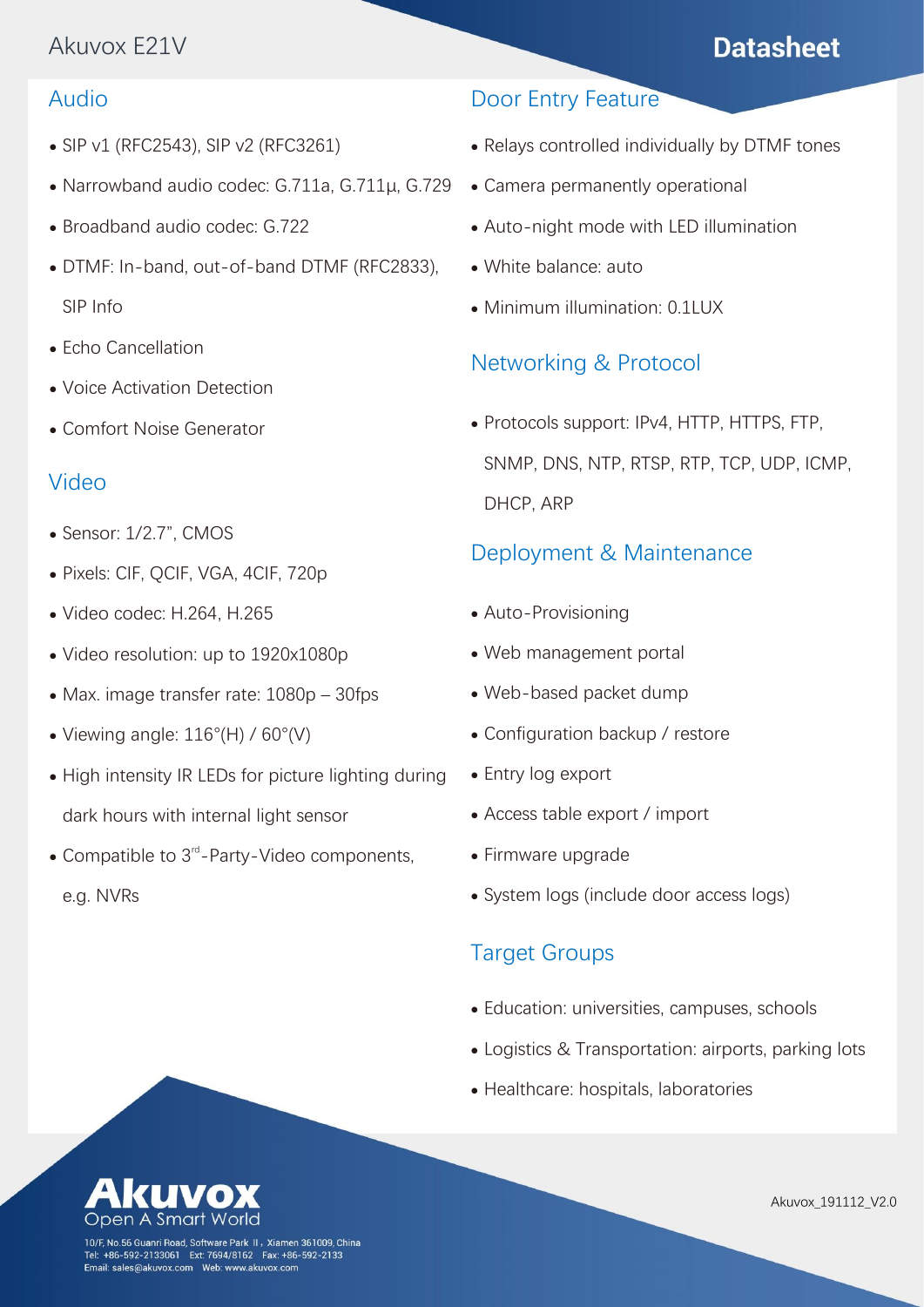## Audio

- SIP v1 (RFC2543), SIP v2 (RFC3261)
- Narrowband audio codec: G.711a, G.711µ, G.729
- Broadband audio codec: G.722
- DTMF: In-band, out-of-band DTMF (RFC2833), SIP Info
- Echo Cancellation
- Voice Activation Detection
- Comfort Noise Generator

## Video

- Sensor: 1/2.7", CMOS
- Pixels: CIF, QCIF, VGA, 4CIF, 720p
- Video codec: H.264, H.265
- Video resolution: up to 1920x1080p
- Max. image transfer rate: 1080p – 30fps
- Viewing angle: 116°(H) / 60°(V)
- High intensity IR LEDs for picture lighting during dark hours with internal light sensor
- Compatible to 3rd-Party-Video components, e.g. NVRs

## Door Entry Feature

- Relays controlled individually by DTMF tones
- Camera permanently operational
- Auto-night mode with LED illumination
- White balance: auto
- Minimum illumination: 0.1LUX

## Networking & Protocol

- Protocols support: IPv4, HTTP, HTTPS, FTP, SNMP, DNS, NTP, RTSP, RTP, TCP, UDP, ICMP, DHCP, ARP

## Deployment & Maintenance

- Auto-Provisioning
- Web management portal
- Web-based packet dump
- Configuration backup / restore
- Entry log export
- Access table export / import
- Firmware upgrade
- System logs (include door access logs)

## Target Groups

- Education: universities, campuses, schools
- Logistics & Transportation: airports, parking lots
- Healthcare: hospitals, laboratories

Akuvox
Open A Smart World

10/F, No.56 Guanri Road, Software Park II, Xiamen 361009, China
Tel: +86-592-2133061 Ext: 7694/8162 Fax: +86-592-2133
Email: sales@akuvox.com Web: www.akuvox.com

Akuvox_191112_V2.0